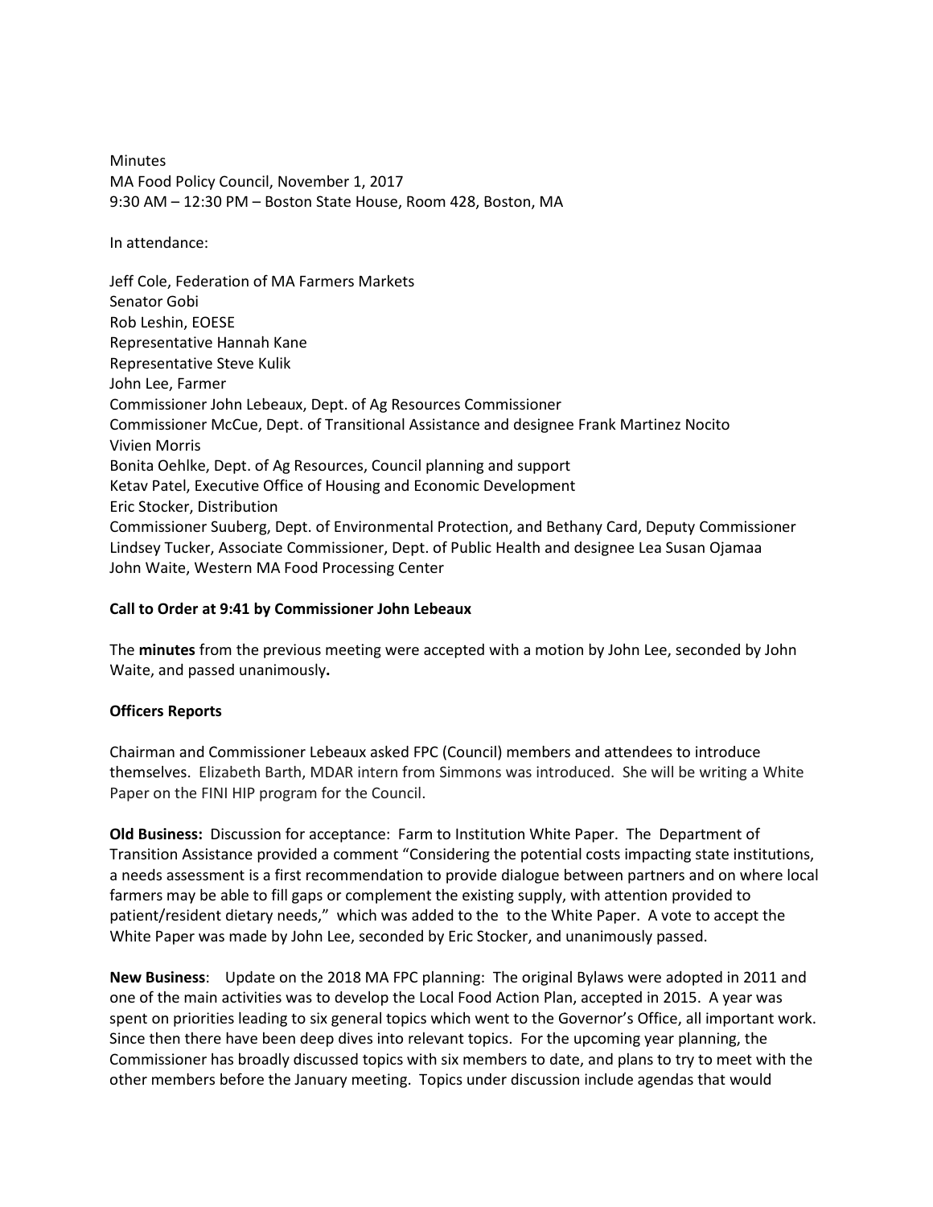Minutes
MA Food Policy Council, November 1, 2017
9:30 AM – 12:30 PM – Boston State House, Room 428, Boston, MA

In attendance:

Jeff Cole, Federation of MA Farmers Markets
Senator Gobi
Rob Leshin, EOESE
Representative Hannah Kane
Representative Steve Kulik
John Lee, Farmer
Commissioner John Lebeaux, Dept. of Ag Resources Commissioner
Commissioner McCue, Dept. of Transitional Assistance and designee Frank Martinez Nocito
Vivien Morris
Bonita Oehlke, Dept. of Ag Resources, Council planning and support
Ketav Patel, Executive Office of Housing and Economic Development
Eric Stocker, Distribution
Commissioner Suuberg, Dept. of Environmental Protection, and Bethany Card, Deputy Commissioner
Lindsey Tucker, Associate Commissioner, Dept. of Public Health and designee Lea Susan Ojamaa
John Waite, Western MA Food Processing Center

**Call to Order at 9:41 by Commissioner John Lebeaux**

The **minutes** from the previous meeting were accepted with a motion by John Lee, seconded by John Waite, and passed unanimously**.**

**Officers Reports**

Chairman and Commissioner Lebeaux asked FPC (Council) members and attendees to introduce themselves. Elizabeth Barth, MDAR intern from Simmons was introduced. She will be writing a White Paper on the FINI HIP program for the Council.

**Old Business:** Discussion for acceptance: Farm to Institution White Paper. The Department of Transition Assistance provided a comment "Considering the potential costs impacting state institutions, a needs assessment is a first recommendation to provide dialogue between partners and on where local farmers may be able to fill gaps or complement the existing supply, with attention provided to patient/resident dietary needs," which was added to the to the White Paper. A vote to accept the White Paper was made by John Lee, seconded by Eric Stocker, and unanimously passed.

**New Business**: Update on the 2018 MA FPC planning: The original Bylaws were adopted in 2011 and one of the main activities was to develop the Local Food Action Plan, accepted in 2015. A year was spent on priorities leading to six general topics which went to the Governor's Office, all important work. Since then there have been deep dives into relevant topics. For the upcoming year planning, the Commissioner has broadly discussed topics with six members to date, and plans to try to meet with the other members before the January meeting. Topics under discussion include agendas that would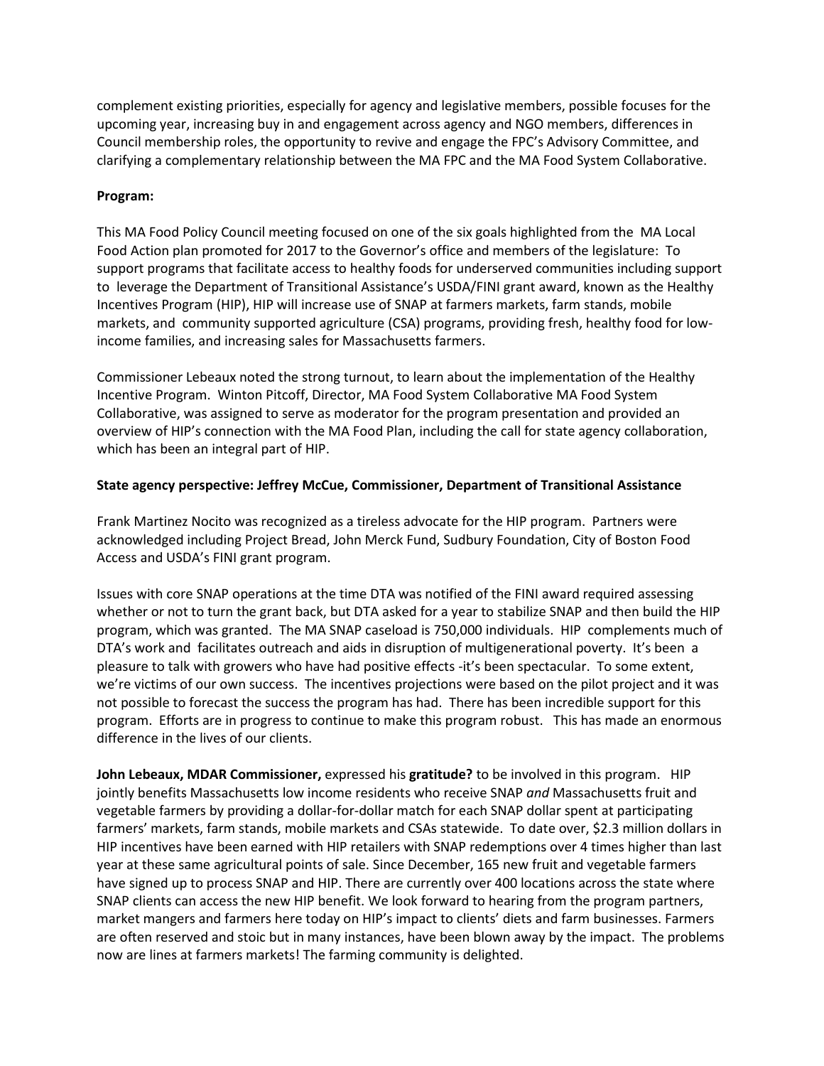complement existing priorities, especially for agency and legislative members, possible focuses for the upcoming year, increasing buy in and engagement across agency and NGO members, differences in Council membership roles, the opportunity to revive and engage the FPC's Advisory Committee, and clarifying a complementary relationship between the MA FPC and the MA Food System Collaborative.

**Program:**

This MA Food Policy Council meeting focused on one of the six goals highlighted from the MA Local Food Action plan promoted for 2017 to the Governor's office and members of the legislature: To support programs that facilitate access to healthy foods for underserved communities including support to leverage the Department of Transitional Assistance's USDA/FINI grant award, known as the Healthy Incentives Program (HIP), HIP will increase use of SNAP at farmers markets, farm stands, mobile markets, and community supported agriculture (CSA) programs, providing fresh, healthy food for low-income families, and increasing sales for Massachusetts farmers.

Commissioner Lebeaux noted the strong turnout, to learn about the implementation of the Healthy Incentive Program. Winton Pitcoff, Director, MA Food System Collaborative MA Food System Collaborative, was assigned to serve as moderator for the program presentation and provided an overview of HIP's connection with the MA Food Plan, including the call for state agency collaboration, which has been an integral part of HIP.

**State agency perspective: Jeffrey McCue, Commissioner, Department of Transitional Assistance**

Frank Martinez Nocito was recognized as a tireless advocate for the HIP program. Partners were acknowledged including Project Bread, John Merck Fund, Sudbury Foundation, City of Boston Food Access and USDA's FINI grant program.

Issues with core SNAP operations at the time DTA was notified of the FINI award required assessing whether or not to turn the grant back, but DTA asked for a year to stabilize SNAP and then build the HIP program, which was granted. The MA SNAP caseload is 750,000 individuals. HIP complements much of DTA's work and facilitates outreach and aids in disruption of multigenerational poverty. It's been a pleasure to talk with growers who have had positive effects -it's been spectacular. To some extent, we're victims of our own success. The incentives projections were based on the pilot project and it was not possible to forecast the success the program has had. There has been incredible support for this program. Efforts are in progress to continue to make this program robust. This has made an enormous difference in the lives of our clients.

**John Lebeaux, MDAR Commissioner,** expressed his **gratitude?** to be involved in this program. HIP jointly benefits Massachusetts low income residents who receive SNAP *and* Massachusetts fruit and vegetable farmers by providing a dollar-for-dollar match for each SNAP dollar spent at participating farmers' markets, farm stands, mobile markets and CSAs statewide. To date over, $2.3 million dollars in HIP incentives have been earned with HIP retailers with SNAP redemptions over 4 times higher than last year at these same agricultural points of sale. Since December, 165 new fruit and vegetable farmers have signed up to process SNAP and HIP. There are currently over 400 locations across the state where SNAP clients can access the new HIP benefit. We look forward to hearing from the program partners, market mangers and farmers here today on HIP's impact to clients' diets and farm businesses. Farmers are often reserved and stoic but in many instances, have been blown away by the impact. The problems now are lines at farmers markets! The farming community is delighted.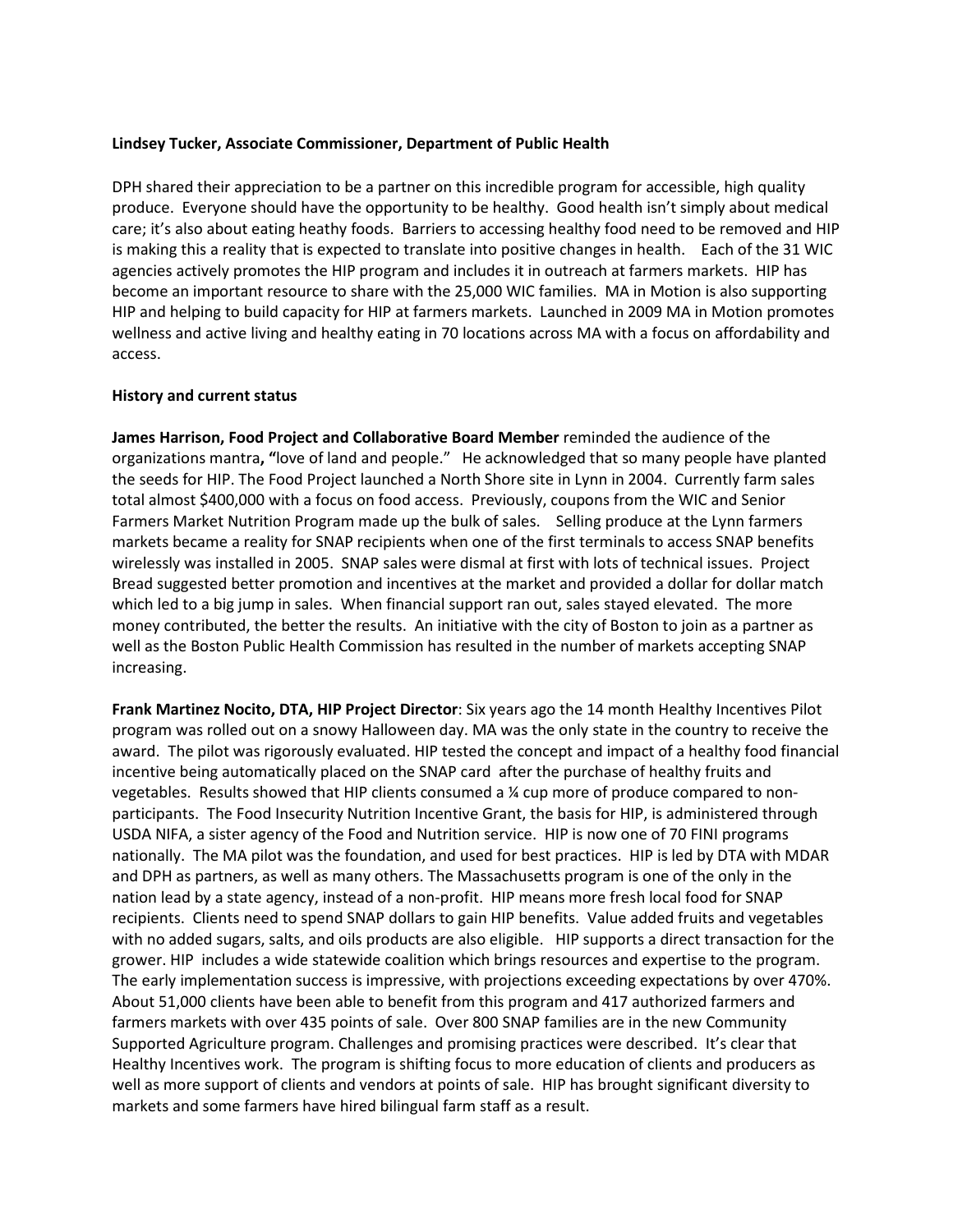**Lindsey Tucker, Associate Commissioner, Department of Public Health**

DPH shared their appreciation to be a partner on this incredible program for accessible, high quality produce. Everyone should have the opportunity to be healthy. Good health isn't simply about medical care; it's also about eating heathy foods. Barriers to accessing healthy food need to be removed and HIP is making this a reality that is expected to translate into positive changes in health. Each of the 31 WIC agencies actively promotes the HIP program and includes it in outreach at farmers markets. HIP has become an important resource to share with the 25,000 WIC families. MA in Motion is also supporting HIP and helping to build capacity for HIP at farmers markets. Launched in 2009 MA in Motion promotes wellness and active living and healthy eating in 70 locations across MA with a focus on affordability and access.

**History and current status**

**James Harrison, Food Project and Collaborative Board Member** reminded the audience of the organizations mantra**, "**love of land and people." He acknowledged that so many people have planted the seeds for HIP. The Food Project launched a North Shore site in Lynn in 2004. Currently farm sales total almost $400,000 with a focus on food access. Previously, coupons from the WIC and Senior Farmers Market Nutrition Program made up the bulk of sales. Selling produce at the Lynn farmers markets became a reality for SNAP recipients when one of the first terminals to access SNAP benefits wirelessly was installed in 2005. SNAP sales were dismal at first with lots of technical issues. Project Bread suggested better promotion and incentives at the market and provided a dollar for dollar match which led to a big jump in sales. When financial support ran out, sales stayed elevated. The more money contributed, the better the results. An initiative with the city of Boston to join as a partner as well as the Boston Public Health Commission has resulted in the number of markets accepting SNAP increasing.

**Frank Martinez Nocito, DTA, HIP Project Director**: Six years ago the 14 month Healthy Incentives Pilot program was rolled out on a snowy Halloween day. MA was the only state in the country to receive the award. The pilot was rigorously evaluated. HIP tested the concept and impact of a healthy food financial incentive being automatically placed on the SNAP card after the purchase of healthy fruits and vegetables. Results showed that HIP clients consumed a ¼ cup more of produce compared to non-participants. The Food Insecurity Nutrition Incentive Grant, the basis for HIP, is administered through USDA NIFA, a sister agency of the Food and Nutrition service. HIP is now one of 70 FINI programs nationally. The MA pilot was the foundation, and used for best practices. HIP is led by DTA with MDAR and DPH as partners, as well as many others. The Massachusetts program is one of the only in the nation lead by a state agency, instead of a non-profit. HIP means more fresh local food for SNAP recipients. Clients need to spend SNAP dollars to gain HIP benefits. Value added fruits and vegetables with no added sugars, salts, and oils products are also eligible. HIP supports a direct transaction for the grower. HIP includes a wide statewide coalition which brings resources and expertise to the program. The early implementation success is impressive, with projections exceeding expectations by over 470%. About 51,000 clients have been able to benefit from this program and 417 authorized farmers and farmers markets with over 435 points of sale. Over 800 SNAP families are in the new Community Supported Agriculture program. Challenges and promising practices were described. It's clear that Healthy Incentives work. The program is shifting focus to more education of clients and producers as well as more support of clients and vendors at points of sale. HIP has brought significant diversity to markets and some farmers have hired bilingual farm staff as a result.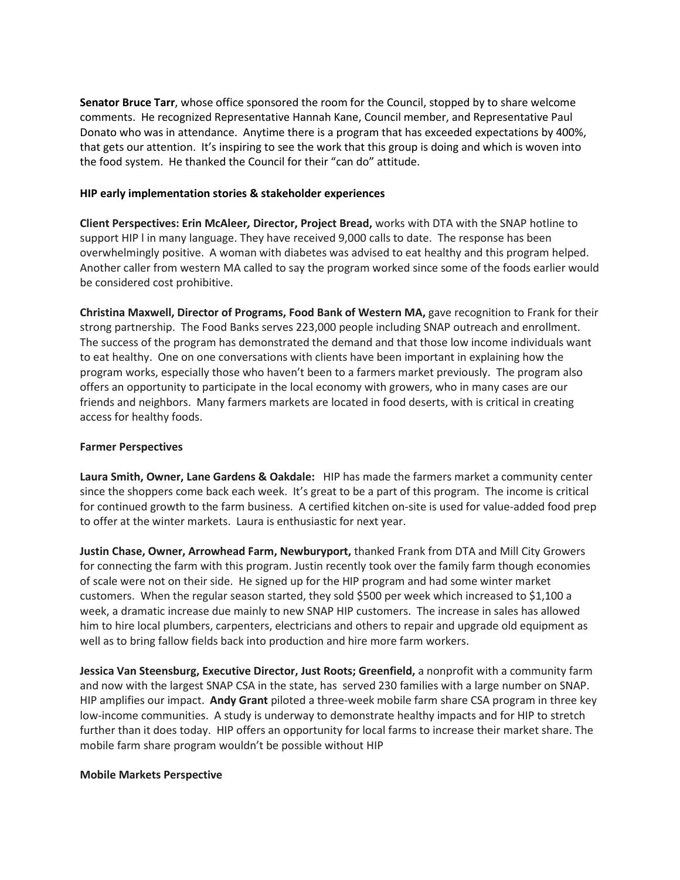**Senator Bruce Tarr**, whose office sponsored the room for the Council, stopped by to share welcome comments. He recognized Representative Hannah Kane, Council member, and Representative Paul Donato who was in attendance. Anytime there is a program that has exceeded expectations by 400%, that gets our attention. It's inspiring to see the work that this group is doing and which is woven into the food system. He thanked the Council for their "can do" attitude.

**HIP early implementation stories & stakeholder experiences**

**Client Perspectives: Erin McAleer*, Director, Project Bread,*** works with DTA with the SNAP hotline to support HIP l in many language. They have received 9,000 calls to date. The response has been overwhelmingly positive. A woman with diabetes was advised to eat healthy and this program helped. Another caller from western MA called to say the program worked since some of the foods earlier would be considered cost prohibitive.

**Christina Maxwell, Director of Programs, Food Bank of Western MA,** gave recognition to Frank for their strong partnership. The Food Banks serves 223,000 people including SNAP outreach and enrollment. The success of the program has demonstrated the demand and that those low income individuals want to eat healthy. One on one conversations with clients have been important in explaining how the program works, especially those who haven't been to a farmers market previously. The program also offers an opportunity to participate in the local economy with growers, who in many cases are our friends and neighbors. Many farmers markets are located in food deserts, with is critical in creating access for healthy foods.

**Farmer Perspectives**

**Laura Smith, Owner, Lane Gardens & Oakdale:** HIP has made the farmers market a community center since the shoppers come back each week. It's great to be a part of this program. The income is critical for continued growth to the farm business. A certified kitchen on-site is used for value-added food prep to offer at the winter markets. Laura is enthusiastic for next year.

**Justin Chase, Owner, Arrowhead Farm, Newburyport,** thanked Frank from DTA and Mill City Growers for connecting the farm with this program. Justin recently took over the family farm though economies of scale were not on their side. He signed up for the HIP program and had some winter market customers. When the regular season started, they sold $500 per week which increased to $1,100 a week, a dramatic increase due mainly to new SNAP HIP customers. The increase in sales has allowed him to hire local plumbers, carpenters, electricians and others to repair and upgrade old equipment as well as to bring fallow fields back into production and hire more farm workers.

**Jessica Van Steensburg, Executive Director, Just Roots; Greenfield,** a nonprofit with a community farm and now with the largest SNAP CSA in the state, has served 230 families with a large number on SNAP. HIP amplifies our impact. **Andy Grant** piloted a three-week mobile farm share CSA program in three key low-income communities. A study is underway to demonstrate healthy impacts and for HIP to stretch further than it does today. HIP offers an opportunity for local farms to increase their market share. The mobile farm share program wouldn't be possible without HIP

**Mobile Markets Perspective**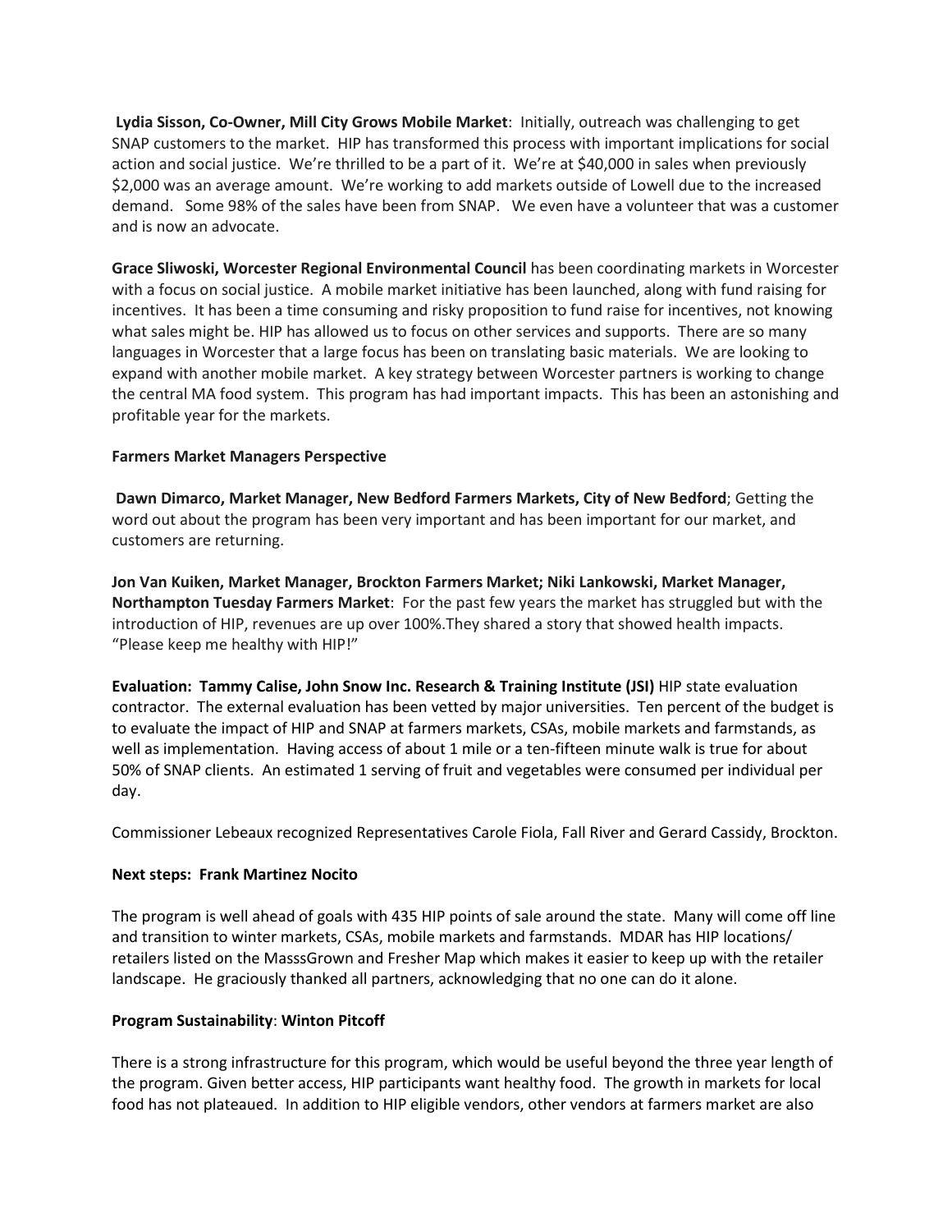**Lydia Sisson, Co-Owner, Mill City Grows Mobile Market**: Initially, outreach was challenging to get SNAP customers to the market. HIP has transformed this process with important implications for social action and social justice. We're thrilled to be a part of it. We're at $40,000 in sales when previously $2,000 was an average amount. We're working to add markets outside of Lowell due to the increased demand. Some 98% of the sales have been from SNAP. We even have a volunteer that was a customer and is now an advocate.

**Grace Sliwoski, Worcester Regional Environmental Council** has been coordinating markets in Worcester with a focus on social justice. A mobile market initiative has been launched, along with fund raising for incentives. It has been a time consuming and risky proposition to fund raise for incentives, not knowing what sales might be. HIP has allowed us to focus on other services and supports. There are so many languages in Worcester that a large focus has been on translating basic materials. We are looking to expand with another mobile market. A key strategy between Worcester partners is working to change the central MA food system. This program has had important impacts. This has been an astonishing and profitable year for the markets.

**Farmers Market Managers Perspective**

**Dawn Dimarco, Market Manager, New Bedford Farmers Markets, City of New Bedford**; Getting the word out about the program has been very important and has been important for our market, and customers are returning.

**Jon Van Kuiken, Market Manager, Brockton Farmers Market; Niki Lankowski, Market Manager, Northampton Tuesday Farmers Market**: For the past few years the market has struggled but with the introduction of HIP, revenues are up over 100%.They shared a story that showed health impacts. "Please keep me healthy with HIP!"

**Evaluation: Tammy Calise, John Snow Inc. Research & Training Institute (JSI)** HIP state evaluation contractor. The external evaluation has been vetted by major universities. Ten percent of the budget is to evaluate the impact of HIP and SNAP at farmers markets, CSAs, mobile markets and farmstands, as well as implementation. Having access of about 1 mile or a ten-fifteen minute walk is true for about 50% of SNAP clients. An estimated 1 serving of fruit and vegetables were consumed per individual per day.

Commissioner Lebeaux recognized Representatives Carole Fiola, Fall River and Gerard Cassidy, Brockton.

**Next steps: Frank Martinez Nocito**

The program is well ahead of goals with 435 HIP points of sale around the state. Many will come off line and transition to winter markets, CSAs, mobile markets and farmstands. MDAR has HIP locations/ retailers listed on the MasssGrown and Fresher Map which makes it easier to keep up with the retailer landscape. He graciously thanked all partners, acknowledging that no one can do it alone.

**Program Sustainability**: **Winton Pitcoff**

There is a strong infrastructure for this program, which would be useful beyond the three year length of the program. Given better access, HIP participants want healthy food. The growth in markets for local food has not plateaued. In addition to HIP eligible vendors, other vendors at farmers market are also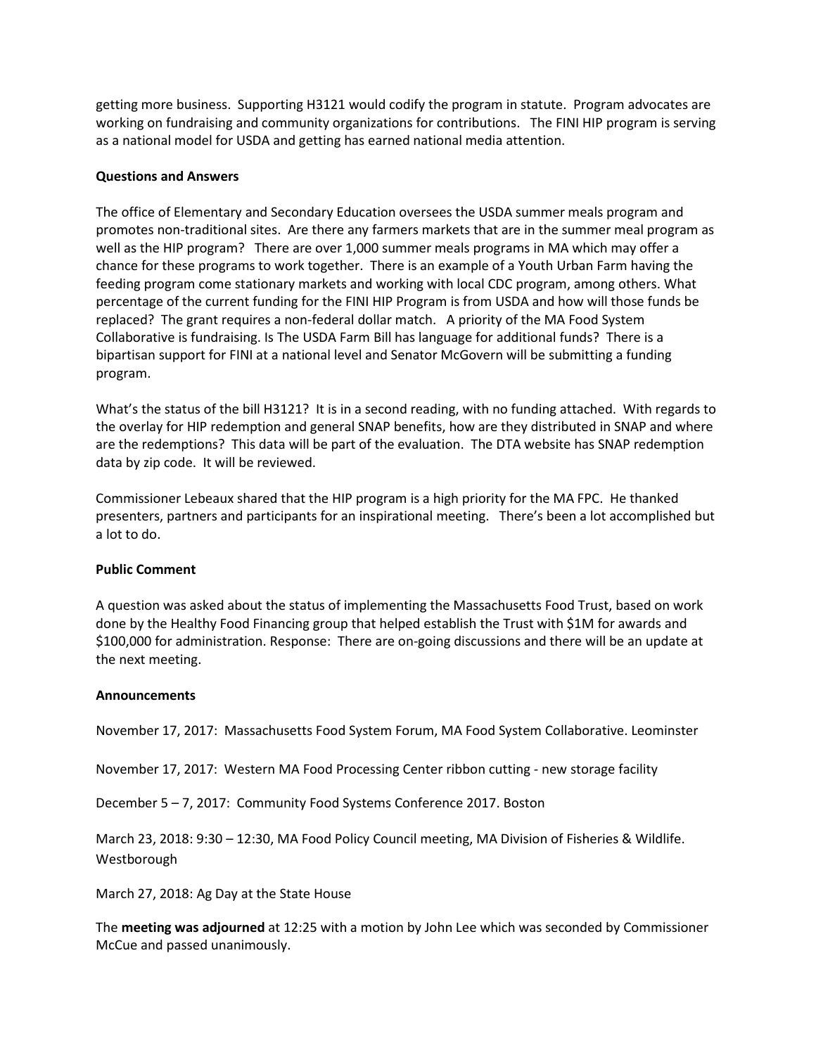getting more business. Supporting H3121 would codify the program in statute. Program advocates are working on fundraising and community organizations for contributions. The FINI HIP program is serving as a national model for USDA and getting has earned national media attention.

**Questions and Answers**

The office of Elementary and Secondary Education oversees the USDA summer meals program and promotes non-traditional sites. Are there any farmers markets that are in the summer meal program as well as the HIP program? There are over 1,000 summer meals programs in MA which may offer a chance for these programs to work together. There is an example of a Youth Urban Farm having the feeding program come stationary markets and working with local CDC program, among others. What percentage of the current funding for the FINI HIP Program is from USDA and how will those funds be replaced? The grant requires a non-federal dollar match. A priority of the MA Food System Collaborative is fundraising. Is The USDA Farm Bill has language for additional funds? There is a bipartisan support for FINI at a national level and Senator McGovern will be submitting a funding program.

What's the status of the bill H3121? It is in a second reading, with no funding attached. With regards to the overlay for HIP redemption and general SNAP benefits, how are they distributed in SNAP and where are the redemptions? This data will be part of the evaluation. The DTA website has SNAP redemption data by zip code. It will be reviewed.

Commissioner Lebeaux shared that the HIP program is a high priority for the MA FPC. He thanked presenters, partners and participants for an inspirational meeting. There's been a lot accomplished but a lot to do.

**Public Comment**

A question was asked about the status of implementing the Massachusetts Food Trust, based on work done by the Healthy Food Financing group that helped establish the Trust with $1M for awards and $100,000 for administration. Response: There are on-going discussions and there will be an update at the next meeting.

**Announcements**

November 17, 2017: Massachusetts Food System Forum, MA Food System Collaborative. Leominster

November 17, 2017: Western MA Food Processing Center ribbon cutting - new storage facility

December 5 – 7, 2017: Community Food Systems Conference 2017. Boston

March 23, 2018: 9:30 – 12:30, MA Food Policy Council meeting, MA Division of Fisheries & Wildlife. Westborough

March 27, 2018: Ag Day at the State House

The **meeting was adjourned** at 12:25 with a motion by John Lee which was seconded by Commissioner McCue and passed unanimously.